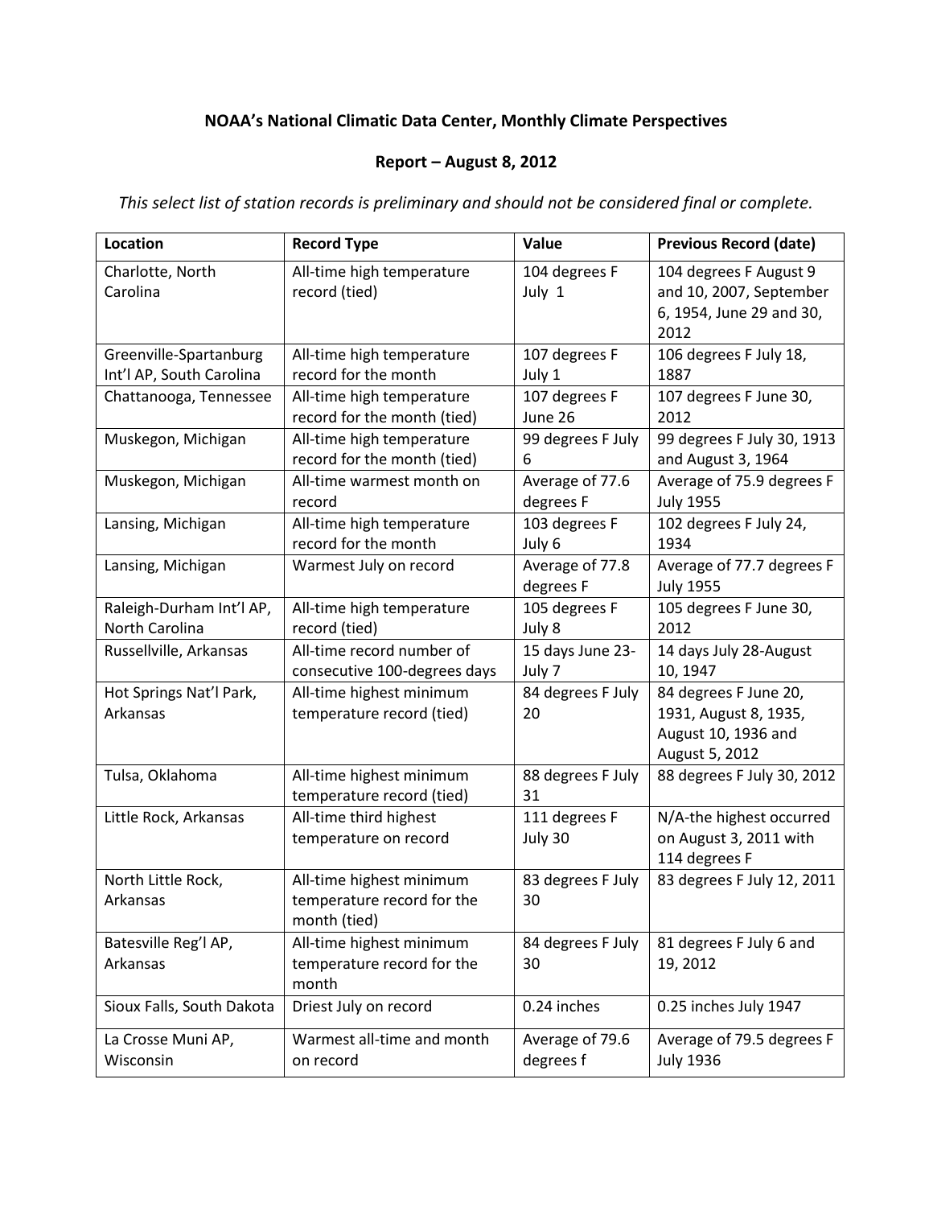**NOAA's National Climatic Data Center, Monthly Climate Perspectives**

**Report – August 8, 2012**

*This select list of station records is preliminary and should not be considered final or complete.*

| Location | Record Type | Value | Previous Record (date) |
|---|---|---|---|
| Charlotte, North Carolina | All-time high temperature record (tied) | 104 degrees F July 1 | 104 degrees F August 9 and 10, 2007, September 6, 1954, June 29 and 30, 2012 |
| Greenville-Spartanburg Int'l AP, South Carolina | All-time high temperature record for the month | 107 degrees F July 1 | 106 degrees F July 18, 1887 |
| Chattanooga, Tennessee | All-time high temperature record for the month (tied) | 107 degrees F June 26 | 107 degrees F June 30, 2012 |
| Muskegon, Michigan | All-time high temperature record for the month (tied) | 99 degrees F July 6 | 99 degrees F July 30, 1913 and August 3, 1964 |
| Muskegon, Michigan | All-time warmest month on record | Average of 77.6 degrees F | Average of 75.9 degrees F July 1955 |
| Lansing, Michigan | All-time high temperature record for the month | 103 degrees F July 6 | 102 degrees F July 24, 1934 |
| Lansing, Michigan | Warmest July on record | Average of 77.8 degrees F | Average of 77.7 degrees F July 1955 |
| Raleigh-Durham Int'l AP, North Carolina | All-time high temperature record (tied) | 105 degrees F July 8 | 105 degrees F June 30, 2012 |
| Russellville, Arkansas | All-time record number of consecutive 100-degrees days | 15 days June 23-July 7 | 14 days July 28-August 10, 1947 |
| Hot Springs Nat'l Park, Arkansas | All-time highest minimum temperature record (tied) | 84 degrees F July 20 | 84 degrees F June 20, 1931, August 8, 1935, August 10, 1936 and August 5, 2012 |
| Tulsa, Oklahoma | All-time highest minimum temperature record (tied) | 88 degrees F July 31 | 88 degrees F July 30, 2012 |
| Little Rock, Arkansas | All-time third highest temperature on record | 111 degrees F July 30 | N/A-the highest occurred on August 3, 2011 with 114 degrees F |
| North Little Rock, Arkansas | All-time highest minimum temperature record for the month (tied) | 83 degrees F July 30 | 83 degrees F July 12, 2011 |
| Batesville Reg'l AP, Arkansas | All-time highest minimum temperature record for the month | 84 degrees F July 30 | 81 degrees F July 6 and 19, 2012 |
| Sioux Falls, South Dakota | Driest July on record | 0.24 inches | 0.25 inches July 1947 |
| La Crosse Muni AP, Wisconsin | Warmest all-time and month on record | Average of 79.6 degrees f | Average of 79.5 degrees F July 1936 |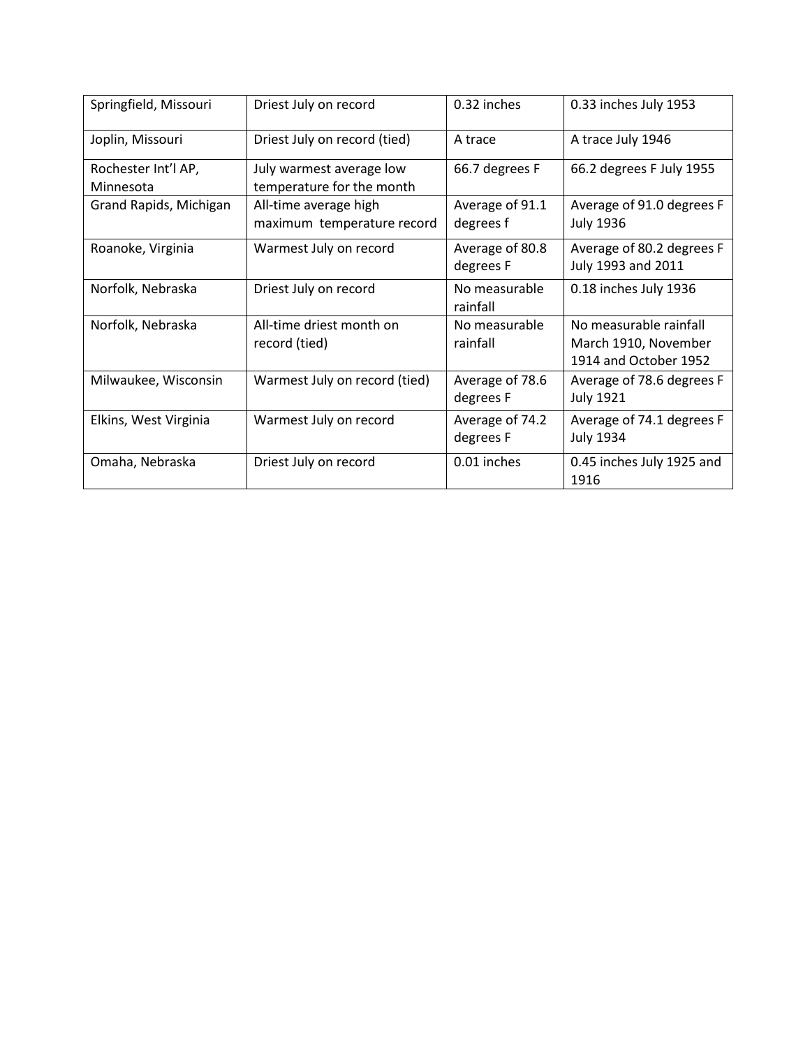| | | | |
|---|---|---|---|
| Springfield, Missouri | Driest July on record | 0.32 inches | 0.33 inches July 1953 |
| Joplin, Missouri | Driest July on record (tied) | A trace | A trace July 1946 |
| Rochester Int'l AP, Minnesota | July warmest average low temperature for the month | 66.7 degrees F | 66.2 degrees F July 1955 |
| Grand Rapids, Michigan | All-time average high maximum temperature record | Average of 91.1 degrees f | Average of 91.0 degrees F July 1936 |
| Roanoke, Virginia | Warmest July on record | Average of 80.8 degrees F | Average of 80.2 degrees F July 1993 and 2011 |
| Norfolk, Nebraska | Driest July on record | No measurable rainfall | 0.18 inches July 1936 |
| Norfolk, Nebraska | All-time driest month on record (tied) | No measurable rainfall | No measurable rainfall March 1910, November 1914 and October 1952 |
| Milwaukee, Wisconsin | Warmest July on record (tied) | Average of 78.6 degrees F | Average of 78.6 degrees F July 1921 |
| Elkins, West Virginia | Warmest July on record | Average of 74.2 degrees F | Average of 74.1 degrees F July 1934 |
| Omaha, Nebraska | Driest July on record | 0.01 inches | 0.45 inches July 1925 and 1916 |